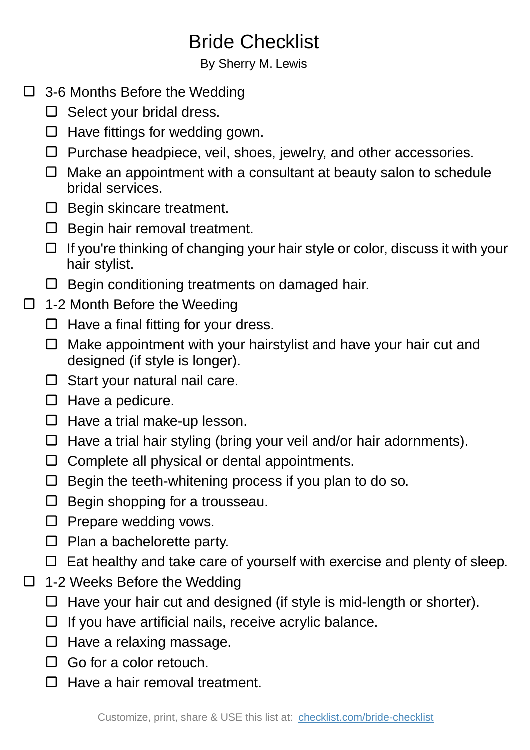# Bride Checklist

By Sherry M. Lewis

- [ ] 3-6 Months Before the Wedding
  - [ ] Select your bridal dress.
  - [ ] Have fittings for wedding gown.
  - [ ] Purchase headpiece, veil, shoes, jewelry, and other accessories.
  - [ ] Make an appointment with a consultant at beauty salon to schedule bridal services.
  - [ ] Begin skincare treatment.
  - [ ] Begin hair removal treatment.
  - [ ] If you're thinking of changing your hair style or color, discuss it with your hair stylist.
  - [ ] Begin conditioning treatments on damaged hair.
- [ ] 1-2 Month Before the Weeding
  - [ ] Have a final fitting for your dress.
  - [ ] Make appointment with your hairstylist and have your hair cut and designed (if style is longer).
  - [ ] Start your natural nail care.
  - [ ] Have a pedicure.
  - [ ] Have a trial make-up lesson.
  - [ ] Have a trial hair styling (bring your veil and/or hair adornments).
  - [ ] Complete all physical or dental appointments.
  - [ ] Begin the teeth-whitening process if you plan to do so.
  - [ ] Begin shopping for a trousseau.
  - [ ] Prepare wedding vows.
  - [ ] Plan a bachelorette party.
  - [ ] Eat healthy and take care of yourself with exercise and plenty of sleep.
- [ ] 1-2 Weeks Before the Wedding
  - [ ] Have your hair cut and designed (if style is mid-length or shorter).
  - [ ] If you have artificial nails, receive acrylic balance.
  - [ ] Have a relaxing massage.
  - [ ] Go for a color retouch.
  - [ ] Have a hair removal treatment.

Customize, print, share & USE this list at: [checklist.com/bride-checklist](https://checklist.com/bride-checklist)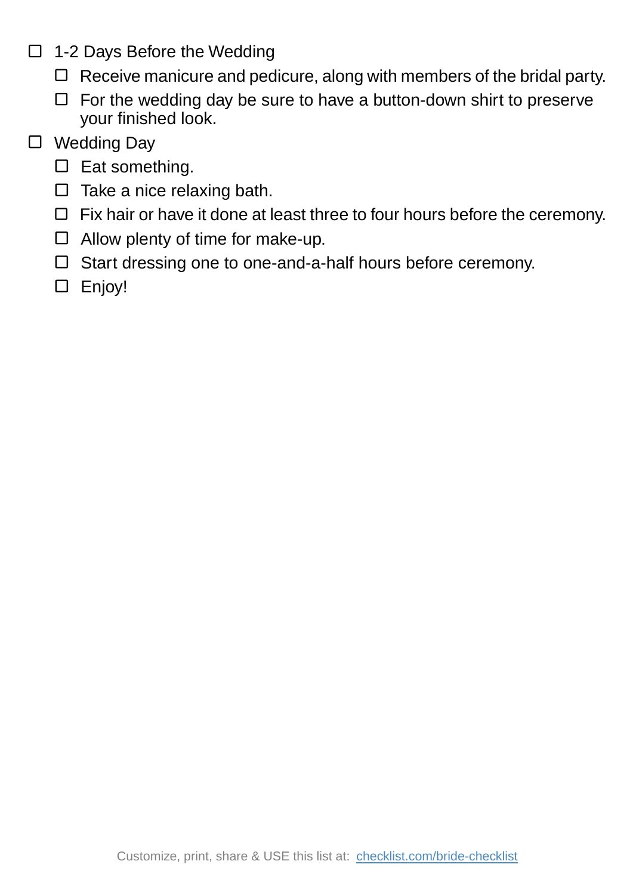- [ ] 1-2 Days Before the Wedding
  - [ ] Receive manicure and pedicure, along with members of the bridal party.
  - [ ] For the wedding day be sure to have a button-down shirt to preserve your finished look.
- [ ] Wedding Day
  - [ ] Eat something.
  - [ ] Take a nice relaxing bath.
  - [ ] Fix hair or have it done at least three to four hours before the ceremony.
  - [ ] Allow plenty of time for make-up.
  - [ ] Start dressing one to one-and-a-half hours before ceremony.
  - [ ] Enjoy!

Customize, print, share & USE this list at: [checklist.com/bride-checklist](https://checklist.com/bride-checklist)